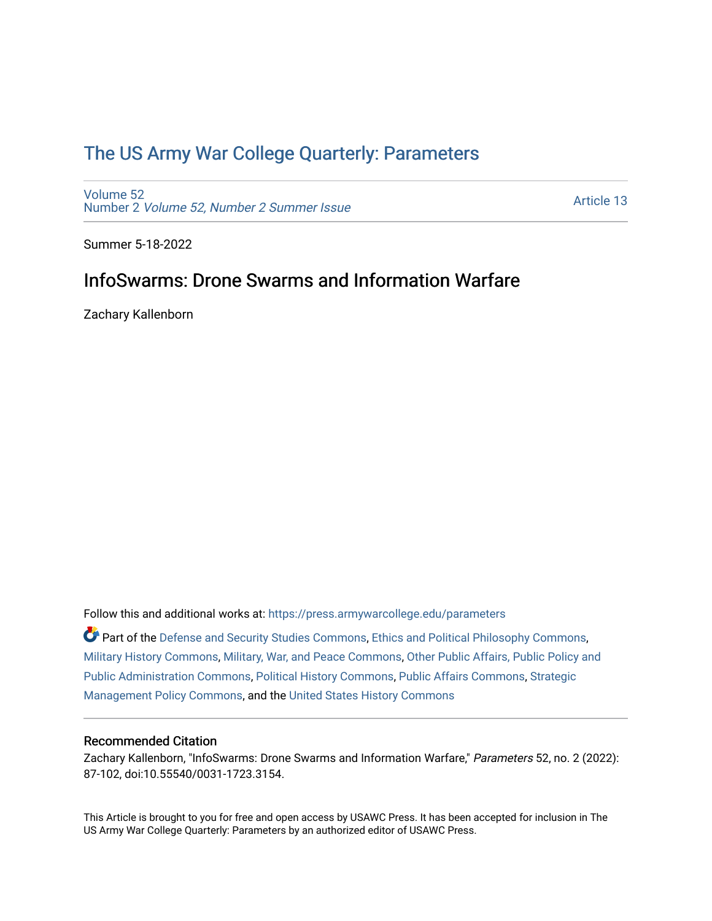# The US Army War College Quarterly: Parameters

Volume 52
Number 2 *Volume 52, Number 2 Summer Issue*

Article 13

Summer 5-18-2022

## InfoSwarms: Drone Swarms and Information Warfare

Zachary Kallenborn

Follow this and additional works at: https://press.armywarcollege.edu/parameters

Part of the Defense and Security Studies Commons, Ethics and Political Philosophy Commons, Military History Commons, Military, War, and Peace Commons, Other Public Affairs, Public Policy and Public Administration Commons, Political History Commons, Public Affairs Commons, Strategic Management Policy Commons, and the United States History Commons

### Recommended Citation

Zachary Kallenborn, "InfoSwarms: Drone Swarms and Information Warfare," *Parameters* 52, no. 2 (2022): 87-102, doi:10.55540/0031-1723.3154.

This Article is brought to you for free and open access by USAWC Press. It has been accepted for inclusion in The US Army War College Quarterly: Parameters by an authorized editor of USAWC Press.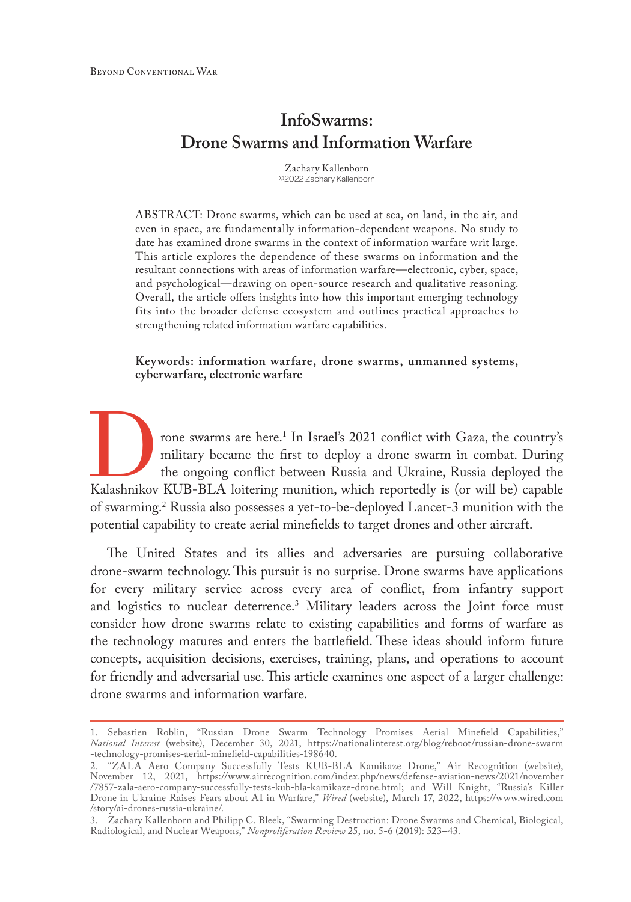# InfoSwarms: Drone Swarms and Information Warfare

Zachary Kallenborn
©2022 Zachary Kallenborn

ABSTRACT: Drone swarms, which can be used at sea, on land, in the air, and even in space, are fundamentally information-dependent weapons. No study to date has examined drone swarms in the context of information warfare writ large. This article explores the dependence of these swarms on information and the resultant connections with areas of information warfare—electronic, cyber, space, and psychological—drawing on open-source research and qualitative reasoning. Overall, the article offers insights into how this important emerging technology fits into the broader defense ecosystem and outlines practical approaches to strengthening related information warfare capabilities.

**Keywords: information warfare, drone swarms, unmanned systems, cyberwarfare, electronic warfare**

Drone swarms are here.[1] In Israel's 2021 conflict with Gaza, the country's military became the first to deploy a drone swarm in combat. During the ongoing conflict between Russia and Ukraine, Russia deployed the Kalashnikov KUB-BLA loitering munition, which reportedly is (or will be) capable of swarming.[2] Russia also possesses a yet-to-be-deployed Lancet-3 munition with the potential capability to create aerial minefields to target drones and other aircraft.

The United States and its allies and adversaries are pursuing collaborative drone-swarm technology. This pursuit is no surprise. Drone swarms have applications for every military service across every area of conflict, from infantry support and logistics to nuclear deterrence.[3] Military leaders across the Joint force must consider how drone swarms relate to existing capabilities and forms of warfare as the technology matures and enters the battlefield. These ideas should inform future concepts, acquisition decisions, exercises, training, plans, and operations to account for friendly and adversarial use. This article examines one aspect of a larger challenge: drone swarms and information warfare.

---

1. Sebastien Roblin, "Russian Drone Swarm Technology Promises Aerial Minefield Capabilities," *National Interest* (website), December 30, 2021, https://nationalinterest.org/blog/reboot/russian-drone-swarm-technology-promises-aerial-minefield-capabilities-198640.

2. "ZALA Aero Company Successfully Tests KUB-BLA Kamikaze Drone," Air Recognition (website), November 12, 2021, https://www.airrecognition.com/index.php/news/defense-aviation-news/2021/november/7857-zala-aero-company-successfully-tests-kub-bla-kamikaze-drone.html; and Will Knight, "Russia's Killer Drone in Ukraine Raises Fears about AI in Warfare," *Wired* (website), March 17, 2022, https://www.wired.com/story/ai-drones-russia-ukraine/.

3. Zachary Kallenborn and Philipp C. Bleek, "Swarming Destruction: Drone Swarms and Chemical, Biological, Radiological, and Nuclear Weapons," *Nonproliferation Review* 25, no. 5-6 (2019): 523–43.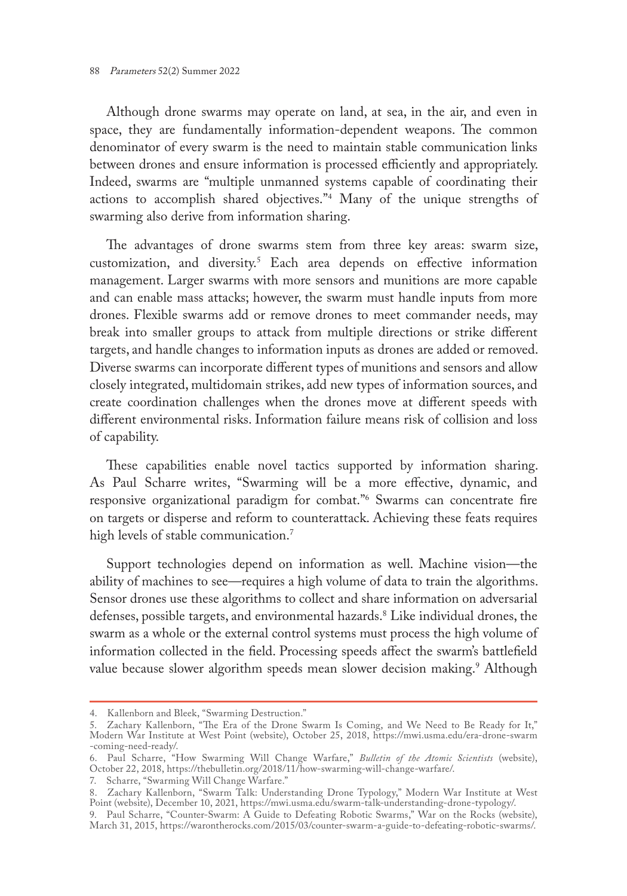Although drone swarms may operate on land, at sea, in the air, and even in space, they are fundamentally information-dependent weapons. The common denominator of every swarm is the need to maintain stable communication links between drones and ensure information is processed efficiently and appropriately. Indeed, swarms are "multiple unmanned systems capable of coordinating their actions to accomplish shared objectives."[4] Many of the unique strengths of swarming also derive from information sharing.

The advantages of drone swarms stem from three key areas: swarm size, customization, and diversity.[5] Each area depends on effective information management. Larger swarms with more sensors and munitions are more capable and can enable mass attacks; however, the swarm must handle inputs from more drones. Flexible swarms add or remove drones to meet commander needs, may break into smaller groups to attack from multiple directions or strike different targets, and handle changes to information inputs as drones are added or removed. Diverse swarms can incorporate different types of munitions and sensors and allow closely integrated, multidomain strikes, add new types of information sources, and create coordination challenges when the drones move at different speeds with different environmental risks. Information failure means risk of collision and loss of capability.

These capabilities enable novel tactics supported by information sharing. As Paul Scharre writes, "Swarming will be a more effective, dynamic, and responsive organizational paradigm for combat."[6] Swarms can concentrate fire on targets or disperse and reform to counterattack. Achieving these feats requires high levels of stable communication.[7]

Support technologies depend on information as well. Machine vision—the ability of machines to see—requires a high volume of data to train the algorithms. Sensor drones use these algorithms to collect and share information on adversarial defenses, possible targets, and environmental hazards.[8] Like individual drones, the swarm as a whole or the external control systems must process the high volume of information collected in the field. Processing speeds affect the swarm's battlefield value because slower algorithm speeds mean slower decision making.[9] Although

---

4. Kallenborn and Bleek, "Swarming Destruction."

5. Zachary Kallenborn, "The Era of the Drone Swarm Is Coming, and We Need to Be Ready for It," Modern War Institute at West Point (website), October 25, 2018, https://mwi.usma.edu/era-drone-swarm-coming-need-ready/.

6. Paul Scharre, "How Swarming Will Change Warfare," *Bulletin of the Atomic Scientists* (website), October 22, 2018, https://thebulletin.org/2018/11/how-swarming-will-change-warfare/.

7. Scharre, "Swarming Will Change Warfare."

8. Zachary Kallenborn, "Swarm Talk: Understanding Drone Typology," Modern War Institute at West Point (website), December 10, 2021, https://mwi.usma.edu/swarm-talk-understanding-drone-typology/.

9. Paul Scharre, "Counter-Swarm: A Guide to Defeating Robotic Swarms," War on the Rocks (website), March 31, 2015, https://warontherocks.com/2015/03/counter-swarm-a-guide-to-defeating-robotic-swarms/.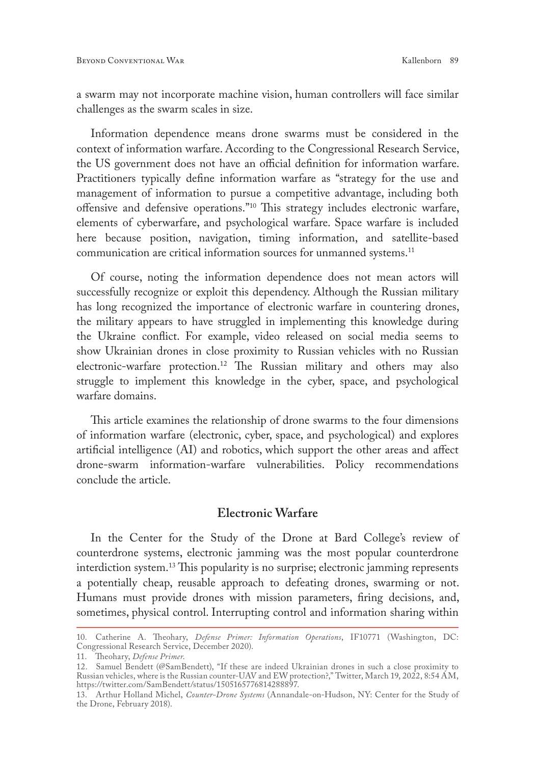a swarm may not incorporate machine vision, human controllers will face similar challenges as the swarm scales in size.

Information dependence means drone swarms must be considered in the context of information warfare. According to the Congressional Research Service, the US government does not have an official definition for information warfare. Practitioners typically define information warfare as "strategy for the use and management of information to pursue a competitive advantage, including both offensive and defensive operations."[10] This strategy includes electronic warfare, elements of cyberwarfare, and psychological warfare. Space warfare is included here because position, navigation, timing information, and satellite-based communication are critical information sources for unmanned systems.[11]

Of course, noting the information dependence does not mean actors will successfully recognize or exploit this dependency. Although the Russian military has long recognized the importance of electronic warfare in countering drones, the military appears to have struggled in implementing this knowledge during the Ukraine conflict. For example, video released on social media seems to show Ukrainian drones in close proximity to Russian vehicles with no Russian electronic-warfare protection.[12] The Russian military and others may also struggle to implement this knowledge in the cyber, space, and psychological warfare domains.

This article examines the relationship of drone swarms to the four dimensions of information warfare (electronic, cyber, space, and psychological) and explores artificial intelligence (AI) and robotics, which support the other areas and affect drone-swarm information-warfare vulnerabilities. Policy recommendations conclude the article.

## Electronic Warfare

In the Center for the Study of the Drone at Bard College's review of counterdrone systems, electronic jamming was the most popular counterdrone interdiction system.[13] This popularity is no surprise; electronic jamming represents a potentially cheap, reusable approach to defeating drones, swarming or not. Humans must provide drones with mission parameters, firing decisions, and, sometimes, physical control. Interrupting control and information sharing within

---

10. Catherine A. Theohary, *Defense Primer: Information Operations*, IF10771 (Washington, DC: Congressional Research Service, December 2020).

11. Theohary, *Defense Primer*.

12. Samuel Bendett (@SamBendett), "If these are indeed Ukrainian drones in such a close proximity to Russian vehicles, where is the Russian counter-UAV and EW protection?," Twitter, March 19, 2022, 8:54 AM, https://twitter.com/SamBendett/status/1505165776814288897.

13. Arthur Holland Michel, *Counter-Drone Systems* (Annandale-on-Hudson, NY: Center for the Study of the Drone, February 2018).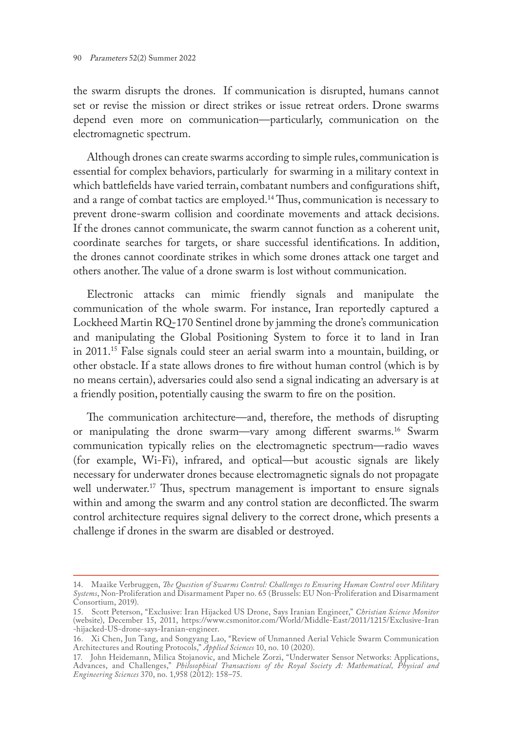the swarm disrupts the drones. If communication is disrupted, humans cannot set or revise the mission or direct strikes or issue retreat orders. Drone swarms depend even more on communication—particularly, communication on the electromagnetic spectrum.

Although drones can create swarms according to simple rules, communication is essential for complex behaviors, particularly for swarming in a military context in which battlefields have varied terrain, combatant numbers and configurations shift, and a range of combat tactics are employed.[14] Thus, communication is necessary to prevent drone-swarm collision and coordinate movements and attack decisions. If the drones cannot communicate, the swarm cannot function as a coherent unit, coordinate searches for targets, or share successful identifications. In addition, the drones cannot coordinate strikes in which some drones attack one target and others another. The value of a drone swarm is lost without communication.

Electronic attacks can mimic friendly signals and manipulate the communication of the whole swarm. For instance, Iran reportedly captured a Lockheed Martin RQ-170 Sentinel drone by jamming the drone's communication and manipulating the Global Positioning System to force it to land in Iran in 2011.[15] False signals could steer an aerial swarm into a mountain, building, or other obstacle. If a state allows drones to fire without human control (which is by no means certain), adversaries could also send a signal indicating an adversary is at a friendly position, potentially causing the swarm to fire on the position.

The communication architecture—and, therefore, the methods of disrupting or manipulating the drone swarm—vary among different swarms.[16] Swarm communication typically relies on the electromagnetic spectrum—radio waves (for example, Wi-Fi), infrared, and optical—but acoustic signals are likely necessary for underwater drones because electromagnetic signals do not propagate well underwater.[17] Thus, spectrum management is important to ensure signals within and among the swarm and any control station are deconflicted. The swarm control architecture requires signal delivery to the correct drone, which presents a challenge if drones in the swarm are disabled or destroyed.

---

14. Maaike Verbruggen, *The Question of Swarms Control: Challenges to Ensuring Human Control over Military Systems*, Non-Proliferation and Disarmament Paper no. 65 (Brussels: EU Non-Proliferation and Disarmament Consortium, 2019).

15. Scott Peterson, "Exclusive: Iran Hijacked US Drone, Says Iranian Engineer," *Christian Science Monitor* (website), December 15, 2011, https://www.csmonitor.com/World/Middle-East/2011/1215/Exclusive-Iran-hijacked-US-drone-says-Iranian-engineer.

16. Xi Chen, Jun Tang, and Songyang Lao, "Review of Unmanned Aerial Vehicle Swarm Communication Architectures and Routing Protocols," *Applied Sciences* 10, no. 10 (2020).

17. John Heidemann, Milica Stojanovic, and Michele Zorzi, "Underwater Sensor Networks: Applications, Advances, and Challenges," *Philosophical Transactions of the Royal Society A: Mathematical, Physical and Engineering Sciences* 370, no. 1,958 (2012): 158–75.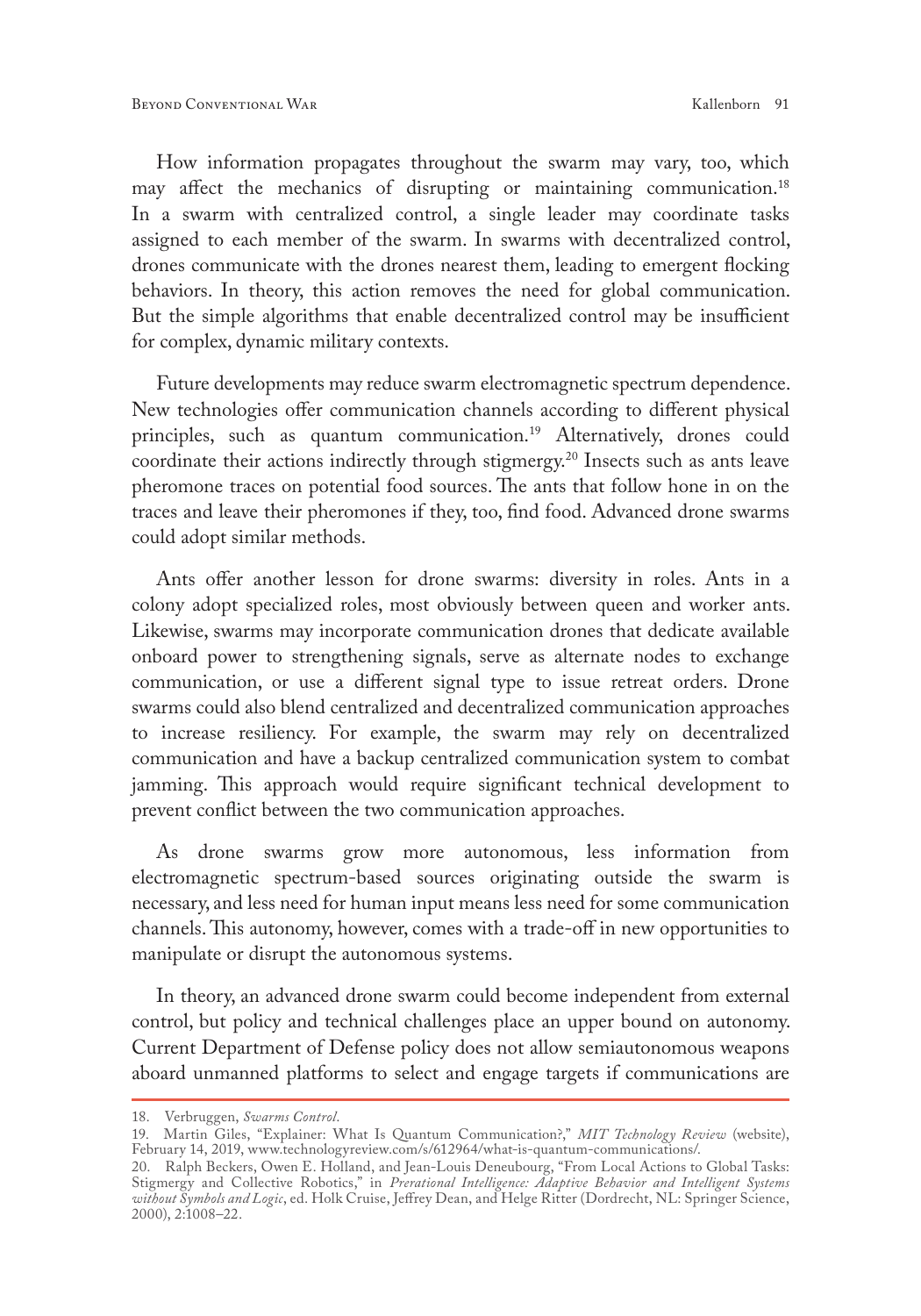How information propagates throughout the swarm may vary, too, which may affect the mechanics of disrupting or maintaining communication.[18] In a swarm with centralized control, a single leader may coordinate tasks assigned to each member of the swarm. In swarms with decentralized control, drones communicate with the drones nearest them, leading to emergent flocking behaviors. In theory, this action removes the need for global communication. But the simple algorithms that enable decentralized control may be insufficient for complex, dynamic military contexts.

Future developments may reduce swarm electromagnetic spectrum dependence. New technologies offer communication channels according to different physical principles, such as quantum communication.[19] Alternatively, drones could coordinate their actions indirectly through stigmergy.[20] Insects such as ants leave pheromone traces on potential food sources. The ants that follow hone in on the traces and leave their pheromones if they, too, find food. Advanced drone swarms could adopt similar methods.

Ants offer another lesson for drone swarms: diversity in roles. Ants in a colony adopt specialized roles, most obviously between queen and worker ants. Likewise, swarms may incorporate communication drones that dedicate available onboard power to strengthening signals, serve as alternate nodes to exchange communication, or use a different signal type to issue retreat orders. Drone swarms could also blend centralized and decentralized communication approaches to increase resiliency. For example, the swarm may rely on decentralized communication and have a backup centralized communication system to combat jamming. This approach would require significant technical development to prevent conflict between the two communication approaches.

As drone swarms grow more autonomous, less information from electromagnetic spectrum-based sources originating outside the swarm is necessary, and less need for human input means less need for some communication channels. This autonomy, however, comes with a trade-off in new opportunities to manipulate or disrupt the autonomous systems.

In theory, an advanced drone swarm could become independent from external control, but policy and technical challenges place an upper bound on autonomy. Current Department of Defense policy does not allow semiautonomous weapons aboard unmanned platforms to select and engage targets if communications are

---

18. Verbruggen, *Swarms Control*.

19. Martin Giles, "Explainer: What Is Quantum Communication?," *MIT Technology Review* (website), February 14, 2019, www.technologyreview.com/s/612964/what-is-quantum-communications/.

20. Ralph Beckers, Owen E. Holland, and Jean-Louis Deneubourg, "From Local Actions to Global Tasks: Stigmergy and Collective Robotics," in *Prerational Intelligence: Adaptive Behavior and Intelligent Systems without Symbols and Logic*, ed. Holk Cruise, Jeffrey Dean, and Helge Ritter (Dordrecht, NL: Springer Science, 2000), 2:1008–22.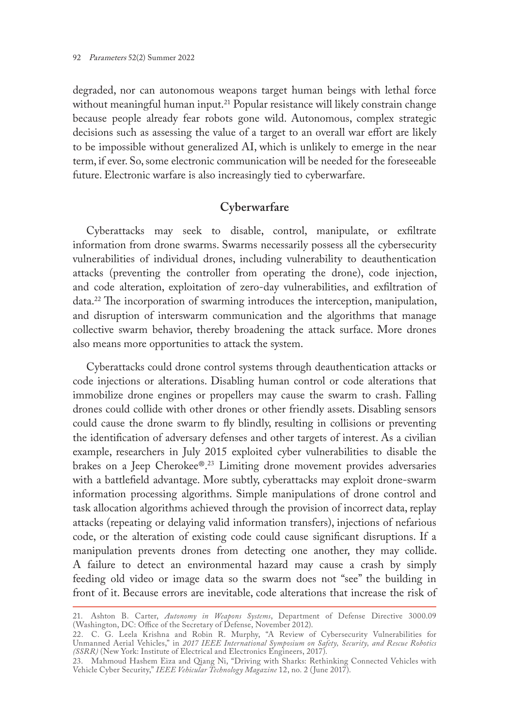degraded, nor can autonomous weapons target human beings with lethal force without meaningful human input.[21] Popular resistance will likely constrain change because people already fear robots gone wild. Autonomous, complex strategic decisions such as assessing the value of a target to an overall war effort are likely to be impossible without generalized AI, which is unlikely to emerge in the near term, if ever. So, some electronic communication will be needed for the foreseeable future. Electronic warfare is also increasingly tied to cyberwarfare.

## Cyberwarfare

Cyberattacks may seek to disable, control, manipulate, or exfiltrate information from drone swarms. Swarms necessarily possess all the cybersecurity vulnerabilities of individual drones, including vulnerability to deauthentication attacks (preventing the controller from operating the drone), code injection, and code alteration, exploitation of zero-day vulnerabilities, and exfiltration of data.[22] The incorporation of swarming introduces the interception, manipulation, and disruption of interswarm communication and the algorithms that manage collective swarm behavior, thereby broadening the attack surface. More drones also means more opportunities to attack the system.

Cyberattacks could drone control systems through deauthentication attacks or code injections or alterations. Disabling human control or code alterations that immobilize drone engines or propellers may cause the swarm to crash. Falling drones could collide with other drones or other friendly assets. Disabling sensors could cause the drone swarm to fly blindly, resulting in collisions or preventing the identification of adversary defenses and other targets of interest. As a civilian example, researchers in July 2015 exploited cyber vulnerabilities to disable the brakes on a Jeep Cherokee®.[23] Limiting drone movement provides adversaries with a battlefield advantage. More subtly, cyberattacks may exploit drone-swarm information processing algorithms. Simple manipulations of drone control and task allocation algorithms achieved through the provision of incorrect data, replay attacks (repeating or delaying valid information transfers), injections of nefarious code, or the alteration of existing code could cause significant disruptions. If a manipulation prevents drones from detecting one another, they may collide. A failure to detect an environmental hazard may cause a crash by simply feeding old video or image data so the swarm does not "see" the building in front of it. Because errors are inevitable, code alterations that increase the risk of

---

21. Ashton B. Carter, *Autonomy in Weapons Systems*, Department of Defense Directive 3000.09 (Washington, DC: Office of the Secretary of Defense, November 2012).

22. C. G. Leela Krishna and Robin R. Murphy, "A Review of Cybersecurity Vulnerabilities for Unmanned Aerial Vehicles," in *2017 IEEE International Symposium on Safety, Security, and Rescue Robotics (SSRR)* (New York: Institute of Electrical and Electronics Engineers, 2017).

23. Mahmoud Hashem Eiza and Qiang Ni, "Driving with Sharks: Rethinking Connected Vehicles with Vehicle Cyber Security," *IEEE Vehicular Technology Magazine* 12, no. 2 (June 2017).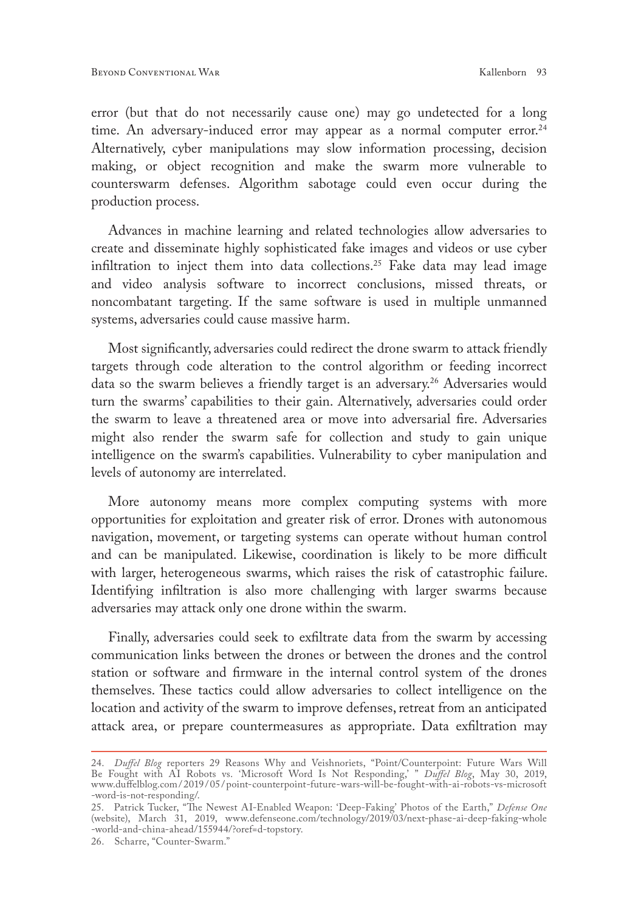error (but that do not necessarily cause one) may go undetected for a long time. An adversary-induced error may appear as a normal computer error.[24] Alternatively, cyber manipulations may slow information processing, decision making, or object recognition and make the swarm more vulnerable to counterswarm defenses. Algorithm sabotage could even occur during the production process.

Advances in machine learning and related technologies allow adversaries to create and disseminate highly sophisticated fake images and videos or use cyber infiltration to inject them into data collections.[25] Fake data may lead image and video analysis software to incorrect conclusions, missed threats, or noncombatant targeting. If the same software is used in multiple unmanned systems, adversaries could cause massive harm.

Most significantly, adversaries could redirect the drone swarm to attack friendly targets through code alteration to the control algorithm or feeding incorrect data so the swarm believes a friendly target is an adversary.[26] Adversaries would turn the swarms' capabilities to their gain. Alternatively, adversaries could order the swarm to leave a threatened area or move into adversarial fire. Adversaries might also render the swarm safe for collection and study to gain unique intelligence on the swarm's capabilities. Vulnerability to cyber manipulation and levels of autonomy are interrelated.

More autonomy means more complex computing systems with more opportunities for exploitation and greater risk of error. Drones with autonomous navigation, movement, or targeting systems can operate without human control and can be manipulated. Likewise, coordination is likely to be more difficult with larger, heterogeneous swarms, which raises the risk of catastrophic failure. Identifying infiltration is also more challenging with larger swarms because adversaries may attack only one drone within the swarm.

Finally, adversaries could seek to exfiltrate data from the swarm by accessing communication links between the drones or between the drones and the control station or software and firmware in the internal control system of the drones themselves. These tactics could allow adversaries to collect intelligence on the location and activity of the swarm to improve defenses, retreat from an anticipated attack area, or prepare countermeasures as appropriate. Data exfiltration may

---

24. *Duffel Blog* reporters 29 Reasons Why and Veishnoriets, "Point/Counterpoint: Future Wars Will Be Fought with AI Robots vs. 'Microsoft Word Is Not Responding,' " *Duffel Blog*, May 30, 2019, www.duffelblog.com/2019/05/point-counterpoint-future-wars-will-be-fought-with-ai-robots-vs-microsoft-word-is-not-responding/.

25. Patrick Tucker, "The Newest AI-Enabled Weapon: 'Deep-Faking' Photos of the Earth," *Defense One* (website), March 31, 2019, www.defenseone.com/technology/2019/03/next-phase-ai-deep-faking-whole-world-and-china-ahead/155944/?oref=d-topstory.

26. Scharre, "Counter-Swarm."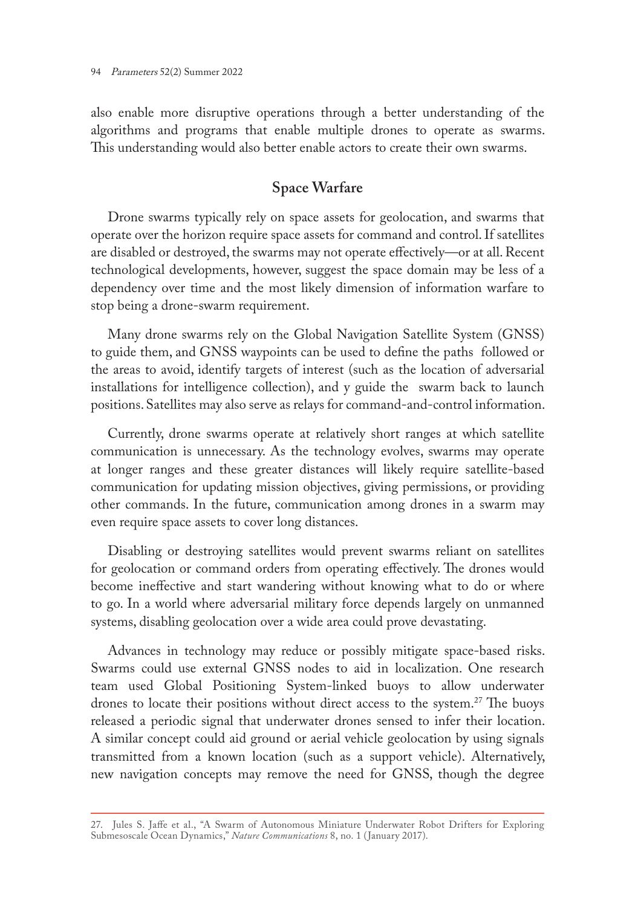also enable more disruptive operations through a better understanding of the algorithms and programs that enable multiple drones to operate as swarms. This understanding would also better enable actors to create their own swarms.

## Space Warfare

Drone swarms typically rely on space assets for geolocation, and swarms that operate over the horizon require space assets for command and control. If satellites are disabled or destroyed, the swarms may not operate effectively—or at all. Recent technological developments, however, suggest the space domain may be less of a dependency over time and the most likely dimension of information warfare to stop being a drone-swarm requirement.

Many drone swarms rely on the Global Navigation Satellite System (GNSS) to guide them, and GNSS waypoints can be used to define the paths followed or the areas to avoid, identify targets of interest (such as the location of adversarial installations for intelligence collection), and y guide the swarm back to launch positions. Satellites may also serve as relays for command-and-control information.

Currently, drone swarms operate at relatively short ranges at which satellite communication is unnecessary. As the technology evolves, swarms may operate at longer ranges and these greater distances will likely require satellite-based communication for updating mission objectives, giving permissions, or providing other commands. In the future, communication among drones in a swarm may even require space assets to cover long distances.

Disabling or destroying satellites would prevent swarms reliant on satellites for geolocation or command orders from operating effectively. The drones would become ineffective and start wandering without knowing what to do or where to go. In a world where adversarial military force depends largely on unmanned systems, disabling geolocation over a wide area could prove devastating.

Advances in technology may reduce or possibly mitigate space-based risks. Swarms could use external GNSS nodes to aid in localization. One research team used Global Positioning System-linked buoys to allow underwater drones to locate their positions without direct access to the system.[27] The buoys released a periodic signal that underwater drones sensed to infer their location. A similar concept could aid ground or aerial vehicle geolocation by using signals transmitted from a known location (such as a support vehicle). Alternatively, new navigation concepts may remove the need for GNSS, though the degree

27. Jules S. Jaffe et al., "A Swarm of Autonomous Miniature Underwater Robot Drifters for Exploring Submesoscale Ocean Dynamics," *Nature Communications* 8, no. 1 (January 2017).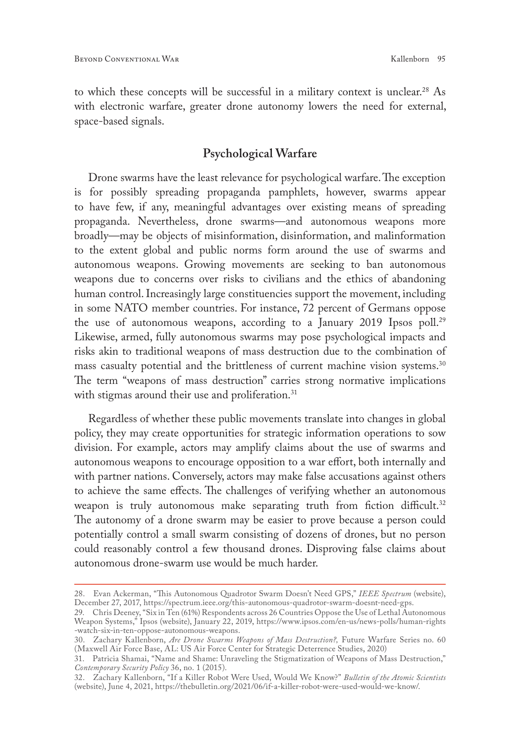to which these concepts will be successful in a military context is unclear.[28] As with electronic warfare, greater drone autonomy lowers the need for external, space-based signals.

## Psychological Warfare

Drone swarms have the least relevance for psychological warfare. The exception is for possibly spreading propaganda pamphlets, however, swarms appear to have few, if any, meaningful advantages over existing means of spreading propaganda. Nevertheless, drone swarms—and autonomous weapons more broadly—may be objects of misinformation, disinformation, and malinformation to the extent global and public norms form around the use of swarms and autonomous weapons. Growing movements are seeking to ban autonomous weapons due to concerns over risks to civilians and the ethics of abandoning human control. Increasingly large constituencies support the movement, including in some NATO member countries. For instance, 72 percent of Germans oppose the use of autonomous weapons, according to a January 2019 Ipsos poll.[29] Likewise, armed, fully autonomous swarms may pose psychological impacts and risks akin to traditional weapons of mass destruction due to the combination of mass casualty potential and the brittleness of current machine vision systems.[30] The term "weapons of mass destruction" carries strong normative implications with stigmas around their use and proliferation.[31]

Regardless of whether these public movements translate into changes in global policy, they may create opportunities for strategic information operations to sow division. For example, actors may amplify claims about the use of swarms and autonomous weapons to encourage opposition to a war effort, both internally and with partner nations. Conversely, actors may make false accusations against others to achieve the same effects. The challenges of verifying whether an autonomous weapon is truly autonomous make separating truth from fiction difficult.[32] The autonomy of a drone swarm may be easier to prove because a person could potentially control a small swarm consisting of dozens of drones, but no person could reasonably control a few thousand drones. Disproving false claims about autonomous drone-swarm use would be much harder.

---

28. Evan Ackerman, "This Autonomous Quadrotor Swarm Doesn't Need GPS," *IEEE Spectrum* (website), December 27, 2017, https://spectrum.ieee.org/this-autonomous-quadrotor-swarm-doesnt-need-gps.

29. Chris Deeney, "Six in Ten (61%) Respondents across 26 Countries Oppose the Use of Lethal Autonomous Weapon Systems," Ipsos (website), January 22, 2019, https://www.ipsos.com/en-us/news-polls/human-rights-watch-six-in-ten-oppose-autonomous-weapons.

30. Zachary Kallenborn, *Are Drone Swarms Weapons of Mass Destruction?,* Future Warfare Series no. 60 (Maxwell Air Force Base, AL: US Air Force Center for Strategic Deterrence Studies, 2020)

31. Patricia Shamai, "Name and Shame: Unraveling the Stigmatization of Weapons of Mass Destruction," *Contemporary Security Policy* 36, no. 1 (2015).

32. Zachary Kallenborn, "If a Killer Robot Were Used, Would We Know?" *Bulletin of the Atomic Scientists* (website), June 4, 2021, https://thebulletin.org/2021/06/if-a-killer-robot-were-used-would-we-know/.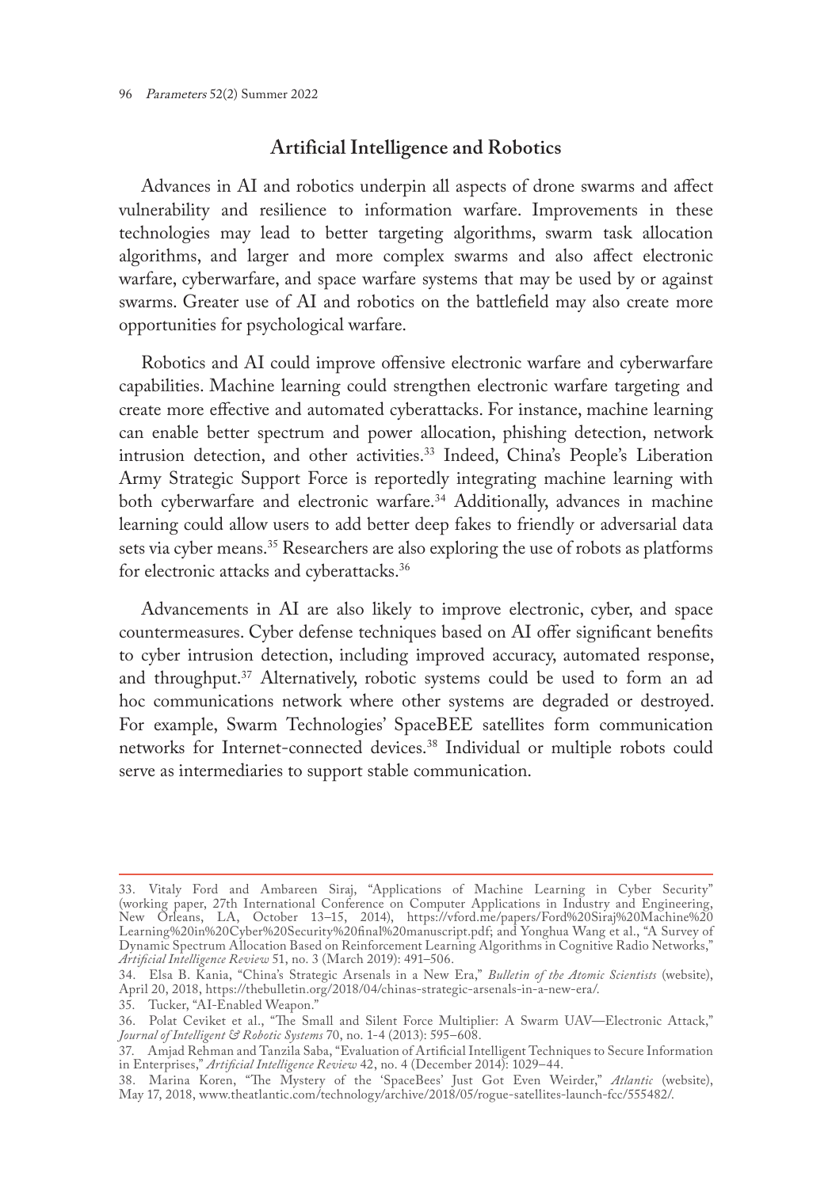## Artificial Intelligence and Robotics

Advances in AI and robotics underpin all aspects of drone swarms and affect vulnerability and resilience to information warfare. Improvements in these technologies may lead to better targeting algorithms, swarm task allocation algorithms, and larger and more complex swarms and also affect electronic warfare, cyberwarfare, and space warfare systems that may be used by or against swarms. Greater use of AI and robotics on the battlefield may also create more opportunities for psychological warfare.

Robotics and AI could improve offensive electronic warfare and cyberwarfare capabilities. Machine learning could strengthen electronic warfare targeting and create more effective and automated cyberattacks. For instance, machine learning can enable better spectrum and power allocation, phishing detection, network intrusion detection, and other activities.[33] Indeed, China's People's Liberation Army Strategic Support Force is reportedly integrating machine learning with both cyberwarfare and electronic warfare.[34] Additionally, advances in machine learning could allow users to add better deep fakes to friendly or adversarial data sets via cyber means.[35] Researchers are also exploring the use of robots as platforms for electronic attacks and cyberattacks.[36]

Advancements in AI are also likely to improve electronic, cyber, and space countermeasures. Cyber defense techniques based on AI offer significant benefits to cyber intrusion detection, including improved accuracy, automated response, and throughput.[37] Alternatively, robotic systems could be used to form an ad hoc communications network where other systems are degraded or destroyed. For example, Swarm Technologies' SpaceBEE satellites form communication networks for Internet-connected devices.[38] Individual or multiple robots could serve as intermediaries to support stable communication.

---

33. Vitaly Ford and Ambareen Siraj, "Applications of Machine Learning in Cyber Security" (working paper, 27th International Conference on Computer Applications in Industry and Engineering, New Orleans, LA, October 13–15, 2014), https://vford.me/papers/Ford%20Siraj%20Machine%20Learning%20in%20Cyber%20Security%20final%20manuscript.pdf; and Yonghua Wang et al., "A Survey of Dynamic Spectrum Allocation Based on Reinforcement Learning Algorithms in Cognitive Radio Networks," *Artificial Intelligence Review* 51, no. 3 (March 2019): 491–506.

34. Elsa B. Kania, "China's Strategic Arsenals in a New Era," *Bulletin of the Atomic Scientists* (website), April 20, 2018, https://thebulletin.org/2018/04/chinas-strategic-arsenals-in-a-new-era/.

35. Tucker, "AI-Enabled Weapon."

36. Polat Ceviket et al., "The Small and Silent Force Multiplier: A Swarm UAV—Electronic Attack," *Journal of Intelligent & Robotic Systems* 70, no. 1-4 (2013): 595–608.

37. Amjad Rehman and Tanzila Saba, "Evaluation of Artificial Intelligent Techniques to Secure Information in Enterprises," *Artificial Intelligence Review* 42, no. 4 (December 2014): 1029–44.

38. Marina Koren, "The Mystery of the 'SpaceBees' Just Got Even Weirder," *Atlantic* (website), May 17, 2018, www.theatlantic.com/technology/archive/2018/05/rogue-satellites-launch-fcc/555482/.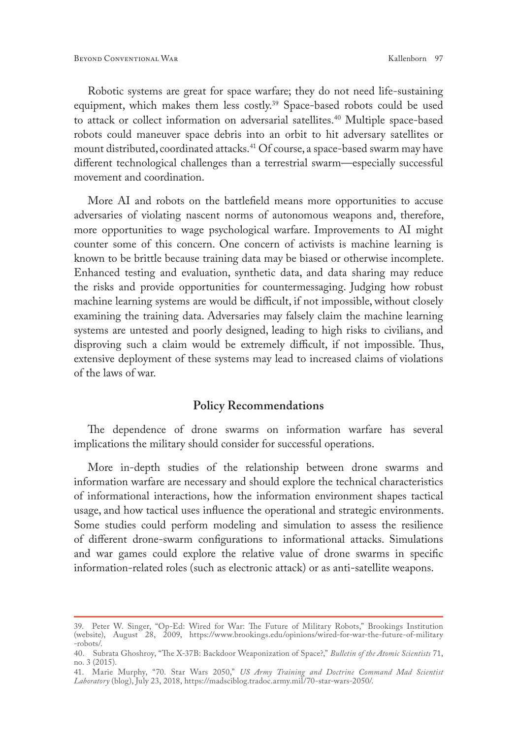Robotic systems are great for space warfare; they do not need life-sustaining equipment, which makes them less costly.[39] Space-based robots could be used to attack or collect information on adversarial satellites.[40] Multiple space-based robots could maneuver space debris into an orbit to hit adversary satellites or mount distributed, coordinated attacks.[41] Of course, a space-based swarm may have different technological challenges than a terrestrial swarm—especially successful movement and coordination.

More AI and robots on the battlefield means more opportunities to accuse adversaries of violating nascent norms of autonomous weapons and, therefore, more opportunities to wage psychological warfare. Improvements to AI might counter some of this concern. One concern of activists is machine learning is known to be brittle because training data may be biased or otherwise incomplete. Enhanced testing and evaluation, synthetic data, and data sharing may reduce the risks and provide opportunities for countermessaging. Judging how robust machine learning systems are would be difficult, if not impossible, without closely examining the training data. Adversaries may falsely claim the machine learning systems are untested and poorly designed, leading to high risks to civilians, and disproving such a claim would be extremely difficult, if not impossible. Thus, extensive deployment of these systems may lead to increased claims of violations of the laws of war.

## Policy Recommendations

The dependence of drone swarms on information warfare has several implications the military should consider for successful operations.

More in-depth studies of the relationship between drone swarms and information warfare are necessary and should explore the technical characteristics of informational interactions, how the information environment shapes tactical usage, and how tactical uses influence the operational and strategic environments. Some studies could perform modeling and simulation to assess the resilience of different drone-swarm configurations to informational attacks. Simulations and war games could explore the relative value of drone swarms in specific information-related roles (such as electronic attack) or as anti-satellite weapons.

---

39. Peter W. Singer, "Op-Ed: Wired for War: The Future of Military Robots," Brookings Institution (website), August 28, 2009, https://www.brookings.edu/opinions/wired-for-war-the-future-of-military-robots/.

40. Subrata Ghoshroy, "The X-37B: Backdoor Weaponization of Space?," *Bulletin of the Atomic Scientists* 71, no. 3 (2015).

41. Marie Murphy, "70. Star Wars 2050," *US Army Training and Doctrine Command Mad Scientist Laboratory* (blog), July 23, 2018, https://madsciblog.tradoc.army.mil/70-star-wars-2050/.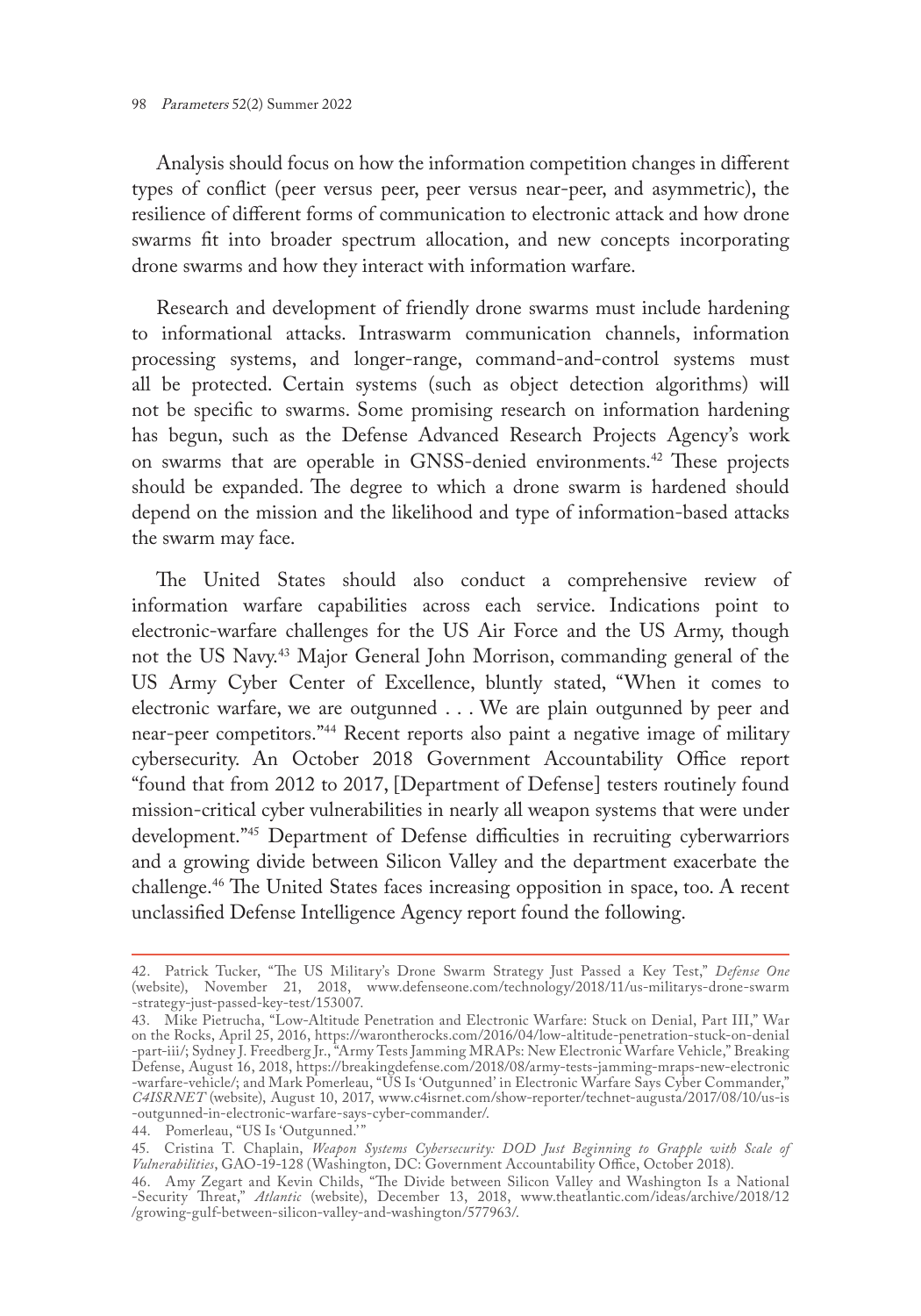Analysis should focus on how the information competition changes in different types of conflict (peer versus peer, peer versus near-peer, and asymmetric), the resilience of different forms of communication to electronic attack and how drone swarms fit into broader spectrum allocation, and new concepts incorporating drone swarms and how they interact with information warfare.

Research and development of friendly drone swarms must include hardening to informational attacks. Intraswarm communication channels, information processing systems, and longer-range, command-and-control systems must all be protected. Certain systems (such as object detection algorithms) will not be specific to swarms. Some promising research on information hardening has begun, such as the Defense Advanced Research Projects Agency's work on swarms that are operable in GNSS-denied environments.[42] These projects should be expanded. The degree to which a drone swarm is hardened should depend on the mission and the likelihood and type of information-based attacks the swarm may face.

The United States should also conduct a comprehensive review of information warfare capabilities across each service. Indications point to electronic-warfare challenges for the US Air Force and the US Army, though not the US Navy.[43] Major General John Morrison, commanding general of the US Army Cyber Center of Excellence, bluntly stated, "When it comes to electronic warfare, we are outgunned . . . We are plain outgunned by peer and near-peer competitors."[44] Recent reports also paint a negative image of military cybersecurity. An October 2018 Government Accountability Office report "found that from 2012 to 2017, [Department of Defense] testers routinely found mission-critical cyber vulnerabilities in nearly all weapon systems that were under development."[45] Department of Defense difficulties in recruiting cyberwarriors and a growing divide between Silicon Valley and the department exacerbate the challenge.[46] The United States faces increasing opposition in space, too. A recent unclassified Defense Intelligence Agency report found the following.

---

42. Patrick Tucker, "The US Military's Drone Swarm Strategy Just Passed a Key Test," *Defense One* (website), November 21, 2018, www.defenseone.com/technology/2018/11/us-militarys-drone-swarm-strategy-just-passed-key-test/153007.

43. Mike Pietrucha, "Low-Altitude Penetration and Electronic Warfare: Stuck on Denial, Part III," War on the Rocks, April 25, 2016, https://warontherocks.com/2016/04/low-altitude-penetration-stuck-on-denial-part-iii/; Sydney J. Freedberg Jr., "Army Tests Jamming MRAPs: New Electronic Warfare Vehicle," Breaking Defense, August 16, 2018, https://breakingdefense.com/2018/08/army-tests-jamming-mraps-new-electronic-warfare-vehicle/; and Mark Pomerleau, "US Is 'Outgunned' in Electronic Warfare Says Cyber Commander," *C4ISRNET* (website), August 10, 2017, www.c4isrnet.com/show-reporter/technet-augusta/2017/08/10/us-is-outgunned-in-electronic-warfare-says-cyber-commander/.

44. Pomerleau, "US Is 'Outgunned.'"

45. Cristina T. Chaplain, *Weapon Systems Cybersecurity: DOD Just Beginning to Grapple with Scale of Vulnerabilities*, GAO-19-128 (Washington, DC: Government Accountability Office, October 2018).

46. Amy Zegart and Kevin Childs, "The Divide between Silicon Valley and Washington Is a National-Security Threat," *Atlantic* (website), December 13, 2018, www.theatlantic.com/ideas/archive/2018/12/growing-gulf-between-silicon-valley-and-washington/577963/.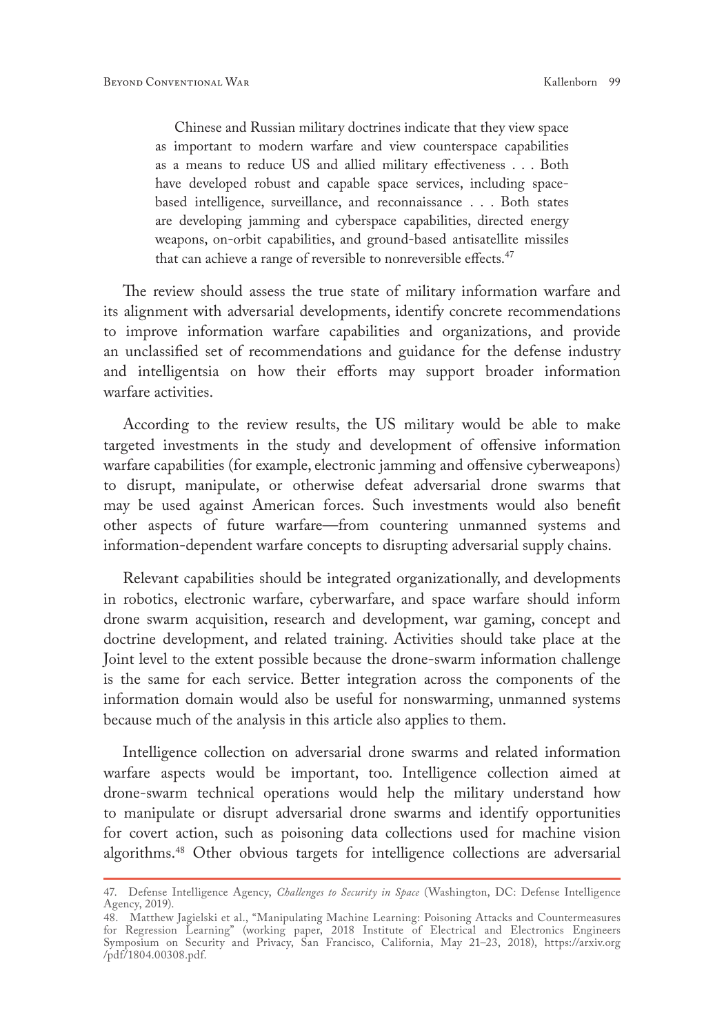> Chinese and Russian military doctrines indicate that they view space as important to modern warfare and view counterspace capabilities as a means to reduce US and allied military effectiveness . . . Both have developed robust and capable space services, including space-based intelligence, surveillance, and reconnaissance . . . Both states are developing jamming and cyberspace capabilities, directed energy weapons, on-orbit capabilities, and ground-based antisatellite missiles that can achieve a range of reversible to nonreversible effects.[47]

The review should assess the true state of military information warfare and its alignment with adversarial developments, identify concrete recommendations to improve information warfare capabilities and organizations, and provide an unclassified set of recommendations and guidance for the defense industry and intelligentsia on how their efforts may support broader information warfare activities.

According to the review results, the US military would be able to make targeted investments in the study and development of offensive information warfare capabilities (for example, electronic jamming and offensive cyberweapons) to disrupt, manipulate, or otherwise defeat adversarial drone swarms that may be used against American forces. Such investments would also benefit other aspects of future warfare—from countering unmanned systems and information-dependent warfare concepts to disrupting adversarial supply chains.

Relevant capabilities should be integrated organizationally, and developments in robotics, electronic warfare, cyberwarfare, and space warfare should inform drone swarm acquisition, research and development, war gaming, concept and doctrine development, and related training. Activities should take place at the Joint level to the extent possible because the drone-swarm information challenge is the same for each service. Better integration across the components of the information domain would also be useful for nonswarming, unmanned systems because much of the analysis in this article also applies to them.

Intelligence collection on adversarial drone swarms and related information warfare aspects would be important, too. Intelligence collection aimed at drone-swarm technical operations would help the military understand how to manipulate or disrupt adversarial drone swarms and identify opportunities for covert action, such as poisoning data collections used for machine vision algorithms.[48] Other obvious targets for intelligence collections are adversarial

---

47. Defense Intelligence Agency, *Challenges to Security in Space* (Washington, DC: Defense Intelligence Agency, 2019).

48. Matthew Jagielski et al., "Manipulating Machine Learning: Poisoning Attacks and Countermeasures for Regression Learning" (working paper, 2018 Institute of Electrical and Electronics Engineers Symposium on Security and Privacy, San Francisco, California, May 21–23, 2018), https://arxiv.org/pdf/1804.00308.pdf.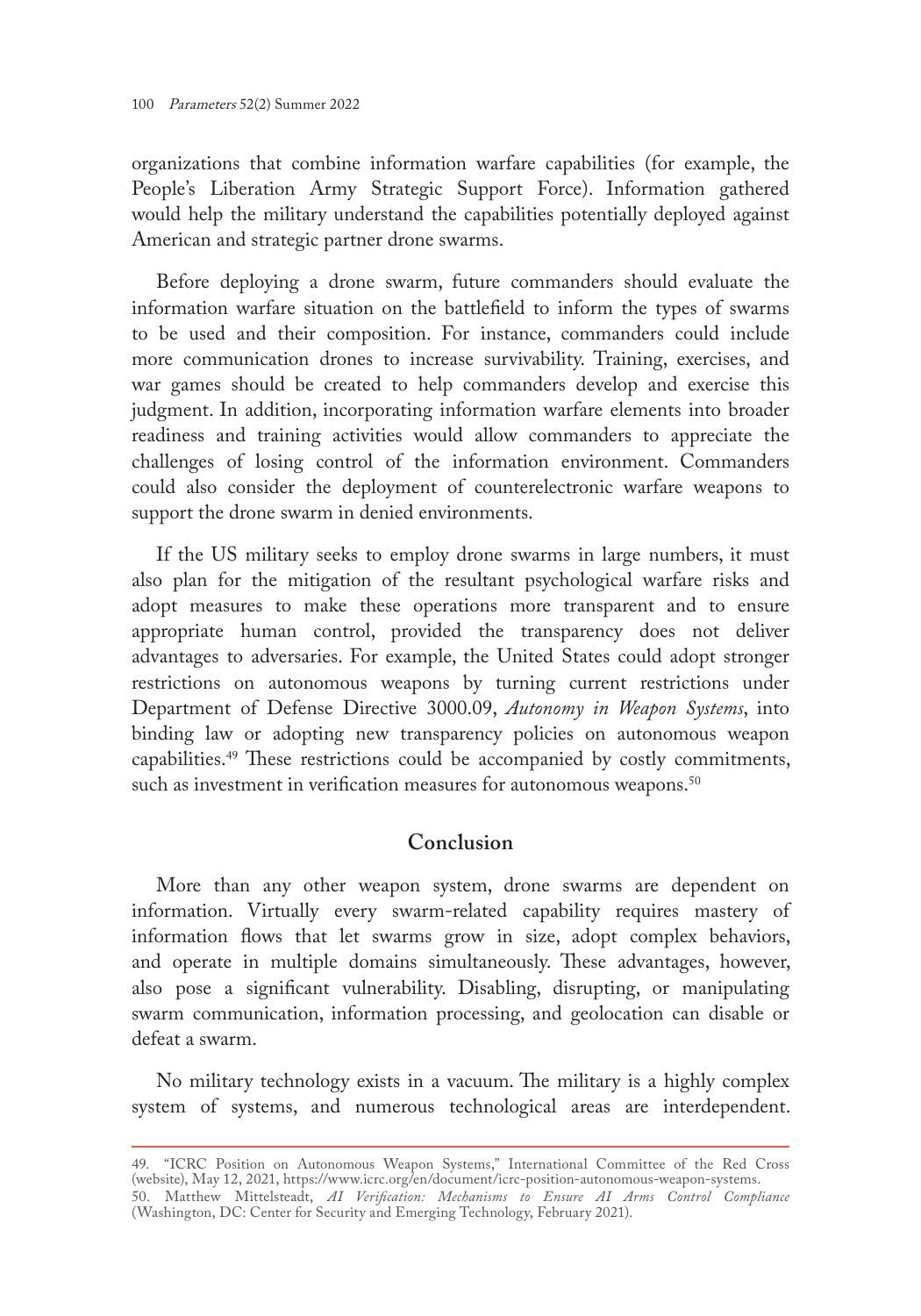organizations that combine information warfare capabilities (for example, the People's Liberation Army Strategic Support Force). Information gathered would help the military understand the capabilities potentially deployed against American and strategic partner drone swarms.

Before deploying a drone swarm, future commanders should evaluate the information warfare situation on the battlefield to inform the types of swarms to be used and their composition. For instance, commanders could include more communication drones to increase survivability. Training, exercises, and war games should be created to help commanders develop and exercise this judgment. In addition, incorporating information warfare elements into broader readiness and training activities would allow commanders to appreciate the challenges of losing control of the information environment. Commanders could also consider the deployment of counterelectronic warfare weapons to support the drone swarm in denied environments.

If the US military seeks to employ drone swarms in large numbers, it must also plan for the mitigation of the resultant psychological warfare risks and adopt measures to make these operations more transparent and to ensure appropriate human control, provided the transparency does not deliver advantages to adversaries. For example, the United States could adopt stronger restrictions on autonomous weapons by turning current restrictions under Department of Defense Directive 3000.09, *Autonomy in Weapon Systems*, into binding law or adopting new transparency policies on autonomous weapon capabilities.[49] These restrictions could be accompanied by costly commitments, such as investment in verification measures for autonomous weapons.[50]

## Conclusion

More than any other weapon system, drone swarms are dependent on information. Virtually every swarm-related capability requires mastery of information flows that let swarms grow in size, adopt complex behaviors, and operate in multiple domains simultaneously. These advantages, however, also pose a significant vulnerability. Disabling, disrupting, or manipulating swarm communication, information processing, and geolocation can disable or defeat a swarm.

No military technology exists in a vacuum. The military is a highly complex system of systems, and numerous technological areas are interdependent.

---

49. "ICRC Position on Autonomous Weapon Systems," International Committee of the Red Cross (website), May 12, 2021, https://www.icrc.org/en/document/icrc-position-autonomous-weapon-systems.

50. Matthew Mittelsteadt, *AI Verification: Mechanisms to Ensure AI Arms Control Compliance* (Washington, DC: Center for Security and Emerging Technology, February 2021).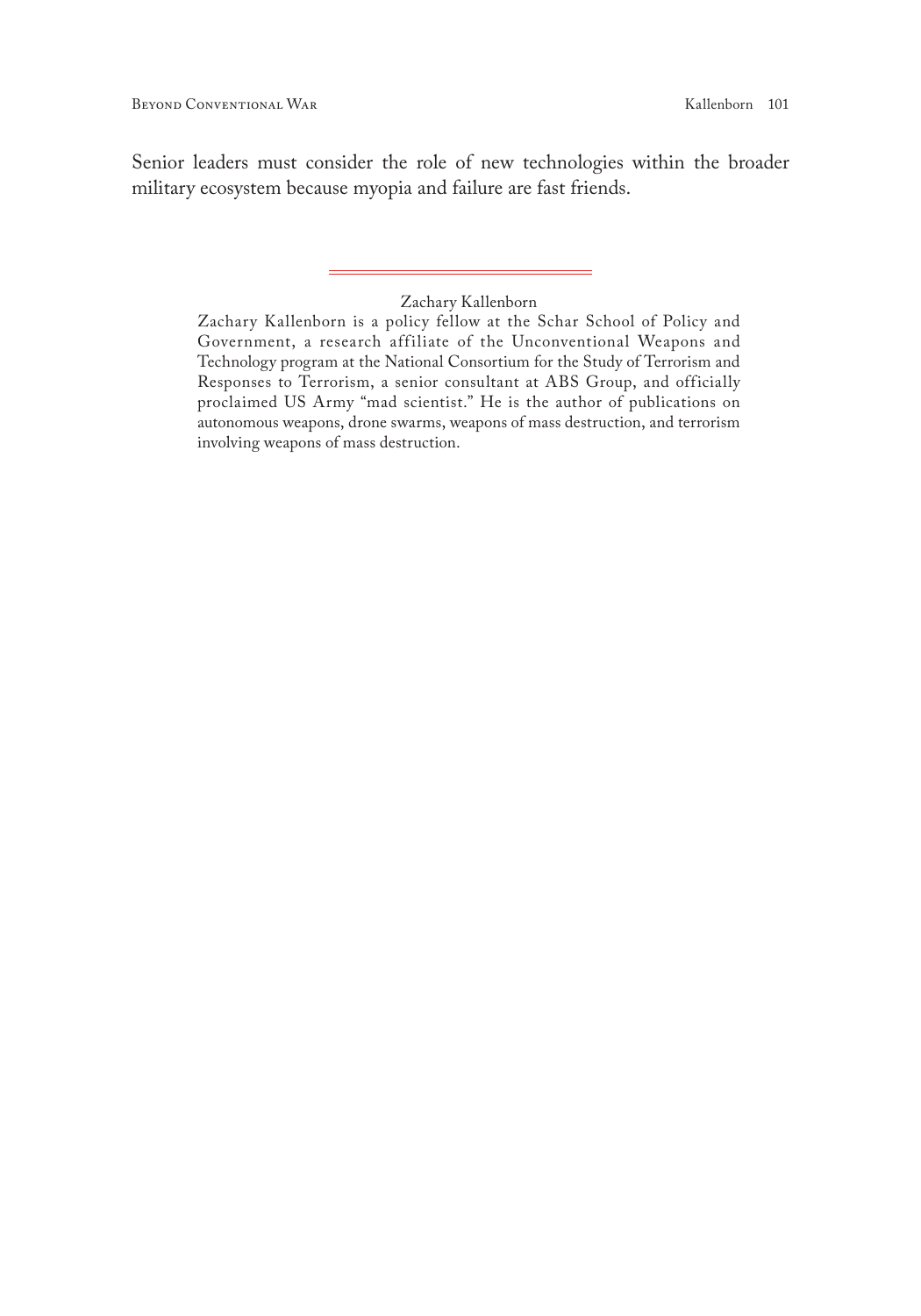Senior leaders must consider the role of new technologies within the broader military ecosystem because myopia and failure are fast friends.

---

Zachary Kallenborn

Zachary Kallenborn is a policy fellow at the Schar School of Policy and Government, a research affiliate of the Unconventional Weapons and Technology program at the National Consortium for the Study of Terrorism and Responses to Terrorism, a senior consultant at ABS Group, and officially proclaimed US Army "mad scientist." He is the author of publications on autonomous weapons, drone swarms, weapons of mass destruction, and terrorism involving weapons of mass destruction.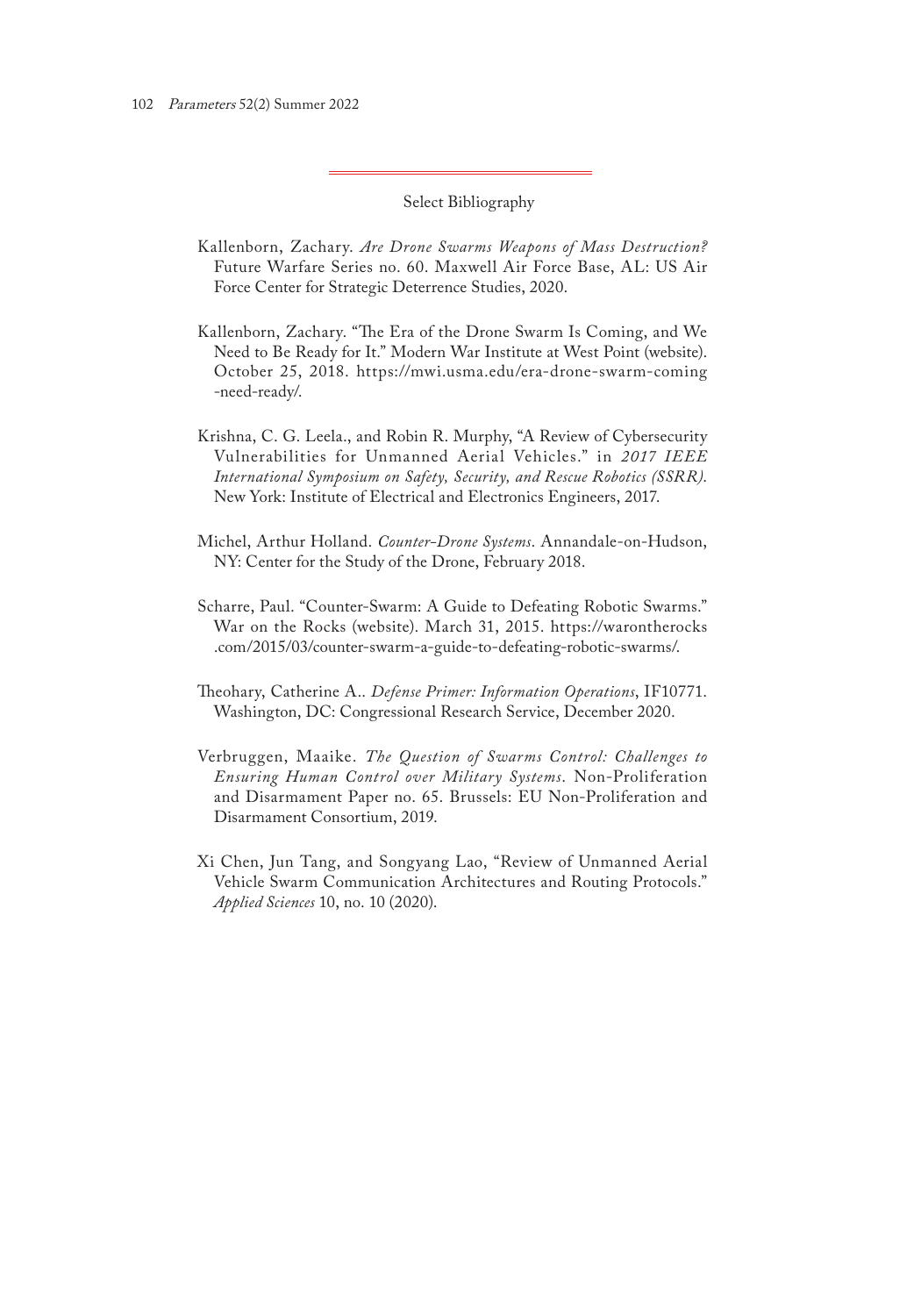## Select Bibliography

Kallenborn, Zachary. *Are Drone Swarms Weapons of Mass Destruction?* Future Warfare Series no. 60. Maxwell Air Force Base, AL: US Air Force Center for Strategic Deterrence Studies, 2020.

Kallenborn, Zachary. "The Era of the Drone Swarm Is Coming, and We Need to Be Ready for It." Modern War Institute at West Point (website). October 25, 2018. https://mwi.usma.edu/era-drone-swarm-coming-need-ready/.

Krishna, C. G. Leela., and Robin R. Murphy, "A Review of Cybersecurity Vulnerabilities for Unmanned Aerial Vehicles." in *2017 IEEE International Symposium on Safety, Security, and Rescue Robotics (SSRR)*. New York: Institute of Electrical and Electronics Engineers, 2017.

Michel, Arthur Holland. *Counter-Drone Systems*. Annandale-on-Hudson, NY: Center for the Study of the Drone, February 2018.

Scharre, Paul. "Counter-Swarm: A Guide to Defeating Robotic Swarms." War on the Rocks (website). March 31, 2015. https://warontherocks.com/2015/03/counter-swarm-a-guide-to-defeating-robotic-swarms/.

Theohary, Catherine A.. *Defense Primer: Information Operations*, IF10771. Washington, DC: Congressional Research Service, December 2020.

Verbruggen, Maaike. *The Question of Swarms Control: Challenges to Ensuring Human Control over Military Systems*. Non-Proliferation and Disarmament Paper no. 65. Brussels: EU Non-Proliferation and Disarmament Consortium, 2019.

Xi Chen, Jun Tang, and Songyang Lao, "Review of Unmanned Aerial Vehicle Swarm Communication Architectures and Routing Protocols." *Applied Sciences* 10, no. 10 (2020).